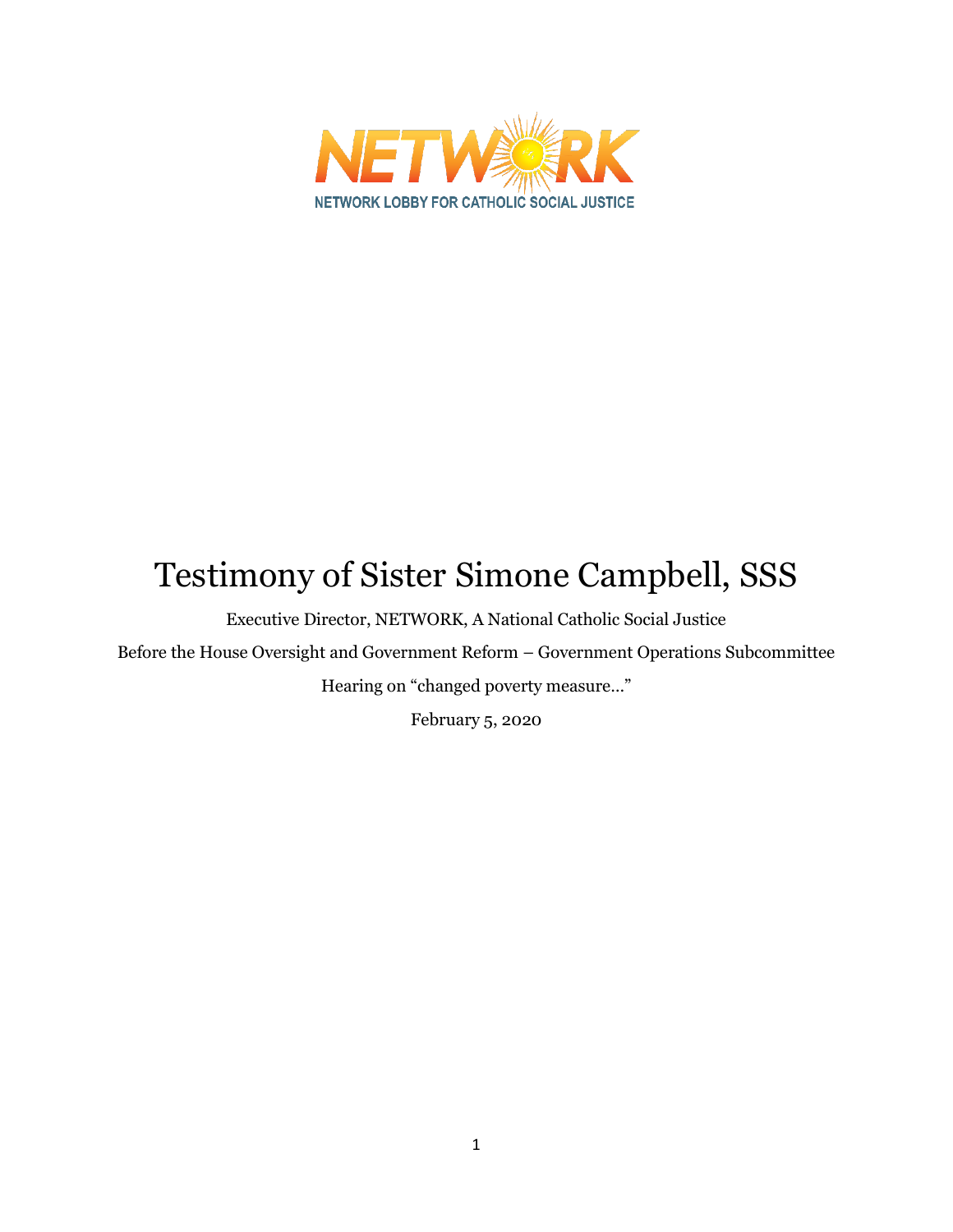NETWORK

NETWORK LOBBY FOR CATHOLIC SOCIAL JUSTICE

# Testimony of Sister Simone Campbell, SSS

Executive Director, NETWORK, A National Catholic Social Justice

Before the House Oversight and Government Reform – Government Operations Subcommittee

Hearing on "changed poverty measure…"

February 5, 2020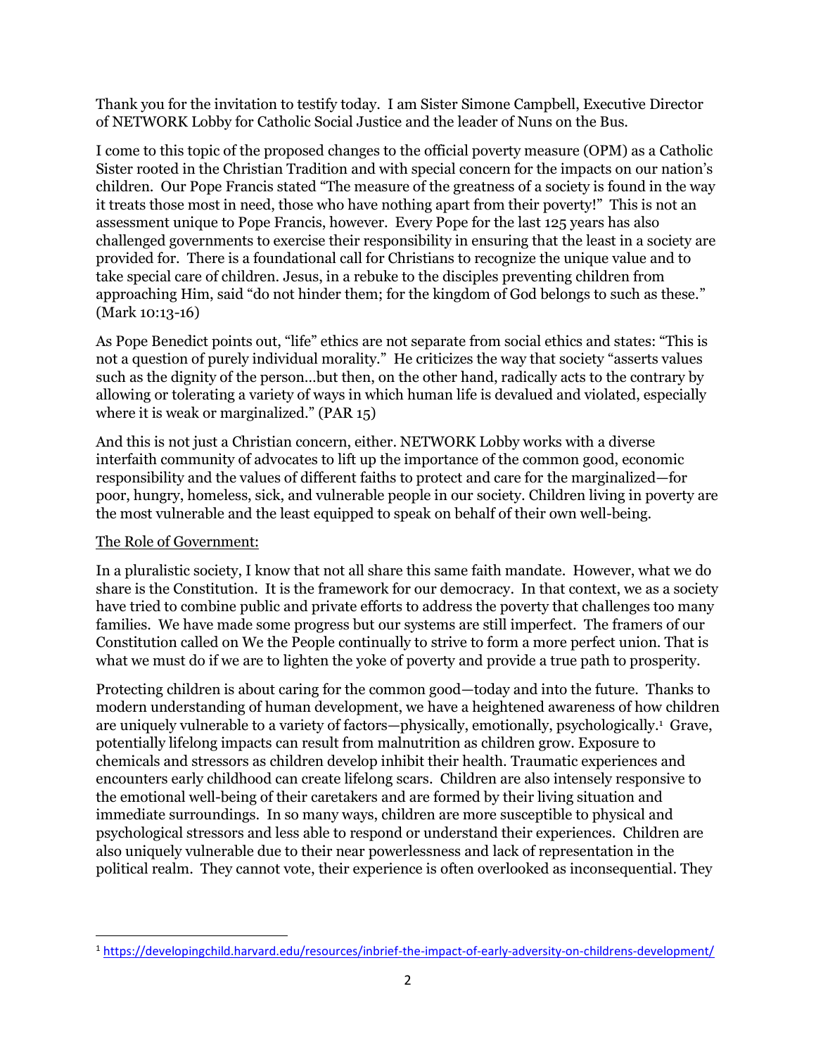Thank you for the invitation to testify today. I am Sister Simone Campbell, Executive Director of NETWORK Lobby for Catholic Social Justice and the leader of Nuns on the Bus.

I come to this topic of the proposed changes to the official poverty measure (OPM) as a Catholic Sister rooted in the Christian Tradition and with special concern for the impacts on our nation's children. Our Pope Francis stated "The measure of the greatness of a society is found in the way it treats those most in need, those who have nothing apart from their poverty!" This is not an assessment unique to Pope Francis, however. Every Pope for the last 125 years has also challenged governments to exercise their responsibility in ensuring that the least in a society are provided for. There is a foundational call for Christians to recognize the unique value and to take special care of children. Jesus, in a rebuke to the disciples preventing children from approaching Him, said "do not hinder them; for the kingdom of God belongs to such as these." (Mark 10:13-16)

As Pope Benedict points out, "life" ethics are not separate from social ethics and states: "This is not a question of purely individual morality." He criticizes the way that society "asserts values such as the dignity of the person…but then, on the other hand, radically acts to the contrary by allowing or tolerating a variety of ways in which human life is devalued and violated, especially where it is weak or marginalized." (PAR 15)

And this is not just a Christian concern, either. NETWORK Lobby works with a diverse interfaith community of advocates to lift up the importance of the common good, economic responsibility and the values of different faiths to protect and care for the marginalized—for poor, hungry, homeless, sick, and vulnerable people in our society. Children living in poverty are the most vulnerable and the least equipped to speak on behalf of their own well-being.

## The Role of Government:

In a pluralistic society, I know that not all share this same faith mandate. However, what we do share is the Constitution. It is the framework for our democracy. In that context, we as a society have tried to combine public and private efforts to address the poverty that challenges too many families. We have made some progress but our systems are still imperfect. The framers of our Constitution called on We the People continually to strive to form a more perfect union. That is what we must do if we are to lighten the yoke of poverty and provide a true path to prosperity.

Protecting children is about caring for the common good—today and into the future. Thanks to modern understanding of human development, we have a heightened awareness of how children are uniquely vulnerable to a variety of factors—physically, emotionally, psychologically.[1] Grave, potentially lifelong impacts can result from malnutrition as children grow. Exposure to chemicals and stressors as children develop inhibit their health. Traumatic experiences and encounters early childhood can create lifelong scars. Children are also intensely responsive to the emotional well-being of their caretakers and are formed by their living situation and immediate surroundings. In so many ways, children are more susceptible to physical and psychological stressors and less able to respond or understand their experiences. Children are also uniquely vulnerable due to their near powerlessness and lack of representation in the political realm. They cannot vote, their experience is often overlooked as inconsequential. They

[1] https://developingchild.harvard.edu/resources/inbrief-the-impact-of-early-adversity-on-childrens-development/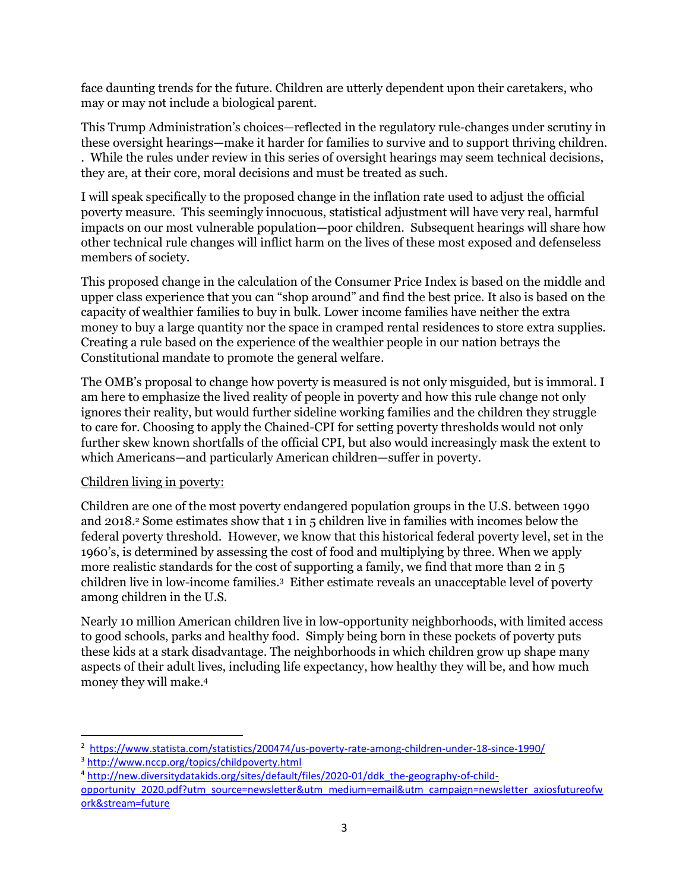face daunting trends for the future. Children are utterly dependent upon their caretakers, who may or may not include a biological parent.

This Trump Administration's choices—reflected in the regulatory rule-changes under scrutiny in these oversight hearings—make it harder for families to survive and to support thriving children. . While the rules under review in this series of oversight hearings may seem technical decisions, they are, at their core, moral decisions and must be treated as such.

I will speak specifically to the proposed change in the inflation rate used to adjust the official poverty measure. This seemingly innocuous, statistical adjustment will have very real, harmful impacts on our most vulnerable population—poor children. Subsequent hearings will share how other technical rule changes will inflict harm on the lives of these most exposed and defenseless members of society.

This proposed change in the calculation of the Consumer Price Index is based on the middle and upper class experience that you can "shop around" and find the best price. It also is based on the capacity of wealthier families to buy in bulk. Lower income families have neither the extra money to buy a large quantity nor the space in cramped rental residences to store extra supplies. Creating a rule based on the experience of the wealthier people in our nation betrays the Constitutional mandate to promote the general welfare.

The OMB's proposal to change how poverty is measured is not only misguided, but is immoral. I am here to emphasize the lived reality of people in poverty and how this rule change not only ignores their reality, but would further sideline working families and the children they struggle to care for. Choosing to apply the Chained-CPI for setting poverty thresholds would not only further skew known shortfalls of the official CPI, but also would increasingly mask the extent to which Americans—and particularly American children—suffer in poverty.

<u>Children living in poverty:</u>

Children are one of the most poverty endangered population groups in the U.S. between 1990 and 2018.[2] Some estimates show that 1 in 5 children live in families with incomes below the federal poverty threshold. However, we know that this historical federal poverty level, set in the 1960's, is determined by assessing the cost of food and multiplying by three. When we apply more realistic standards for the cost of supporting a family, we find that more than 2 in 5 children live in low-income families.[3] Either estimate reveals an unacceptable level of poverty among children in the U.S.

Nearly 10 million American children live in low-opportunity neighborhoods, with limited access to good schools, parks and healthy food. Simply being born in these pockets of poverty puts these kids at a stark disadvantage. The neighborhoods in which children grow up shape many aspects of their adult lives, including life expectancy, how healthy they will be, and how much money they will make.[4]

---

[2] https://www.statista.com/statistics/200474/us-poverty-rate-among-children-under-18-since-1990/

[3] http://www.nccp.org/topics/childpoverty.html

[4] http://new.diversitydatakids.org/sites/default/files/2020-01/ddk_the-geography-of-child-opportunity_2020.pdf?utm_source=newsletter&utm_medium=email&utm_campaign=newsletter_axiosfutureofwork&stream=future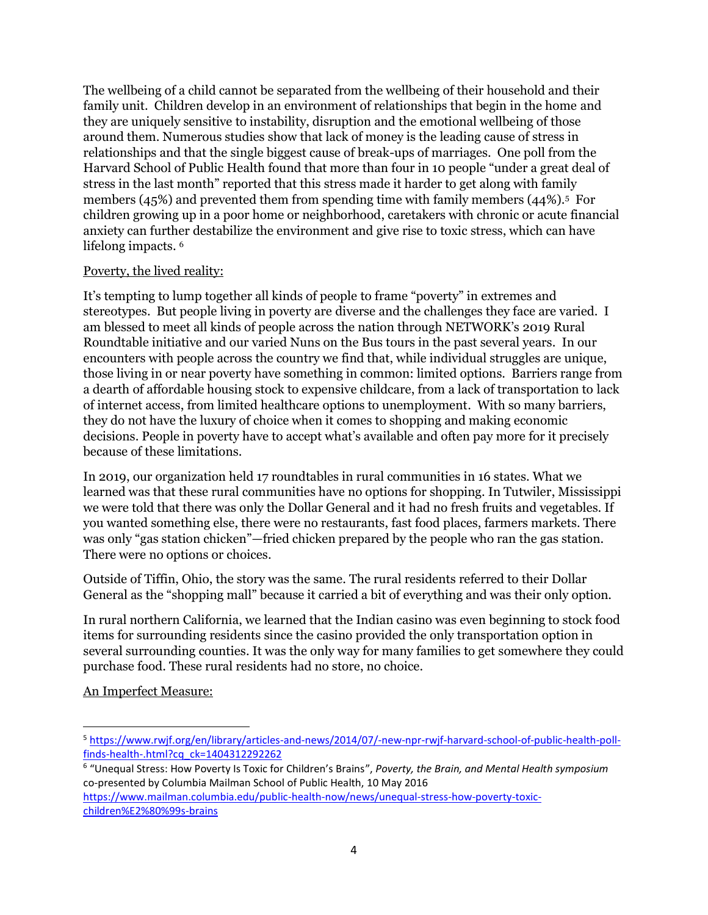The wellbeing of a child cannot be separated from the wellbeing of their household and their family unit. Children develop in an environment of relationships that begin in the home and they are uniquely sensitive to instability, disruption and the emotional wellbeing of those around them. Numerous studies show that lack of money is the leading cause of stress in relationships and that the single biggest cause of break-ups of marriages. One poll from the Harvard School of Public Health found that more than four in 10 people "under a great deal of stress in the last month" reported that this stress made it harder to get along with family members (45%) and prevented them from spending time with family members (44%).[5] For children growing up in a poor home or neighborhood, caretakers with chronic or acute financial anxiety can further destabilize the environment and give rise to toxic stress, which can have lifelong impacts. [6]

Poverty, the lived reality:

It's tempting to lump together all kinds of people to frame "poverty" in extremes and stereotypes. But people living in poverty are diverse and the challenges they face are varied. I am blessed to meet all kinds of people across the nation through NETWORK's 2019 Rural Roundtable initiative and our varied Nuns on the Bus tours in the past several years. In our encounters with people across the country we find that, while individual struggles are unique, those living in or near poverty have something in common: limited options. Barriers range from a dearth of affordable housing stock to expensive childcare, from a lack of transportation to lack of internet access, from limited healthcare options to unemployment. With so many barriers, they do not have the luxury of choice when it comes to shopping and making economic decisions. People in poverty have to accept what's available and often pay more for it precisely because of these limitations.

In 2019, our organization held 17 roundtables in rural communities in 16 states. What we learned was that these rural communities have no options for shopping. In Tutwiler, Mississippi we were told that there was only the Dollar General and it had no fresh fruits and vegetables. If you wanted something else, there were no restaurants, fast food places, farmers markets. There was only "gas station chicken"—fried chicken prepared by the people who ran the gas station. There were no options or choices.

Outside of Tiffin, Ohio, the story was the same. The rural residents referred to their Dollar General as the "shopping mall" because it carried a bit of everything and was their only option.

In rural northern California, we learned that the Indian casino was even beginning to stock food items for surrounding residents since the casino provided the only transportation option in several surrounding counties. It was the only way for many families to get somewhere they could purchase food. These rural residents had no store, no choice.

An Imperfect Measure:

---

[5] https://www.rwjf.org/en/library/articles-and-news/2014/07/-new-npr-rwjf-harvard-school-of-public-health-poll-finds-health-.html?cq_ck=1404312292262

[6] "Unequal Stress: How Poverty Is Toxic for Children's Brains", *Poverty, the Brain, and Mental Health symposium* co-presented by Columbia Mailman School of Public Health, 10 May 2016 https://www.mailman.columbia.edu/public-health-now/news/unequal-stress-how-poverty-toxic-children%E2%80%99s-brains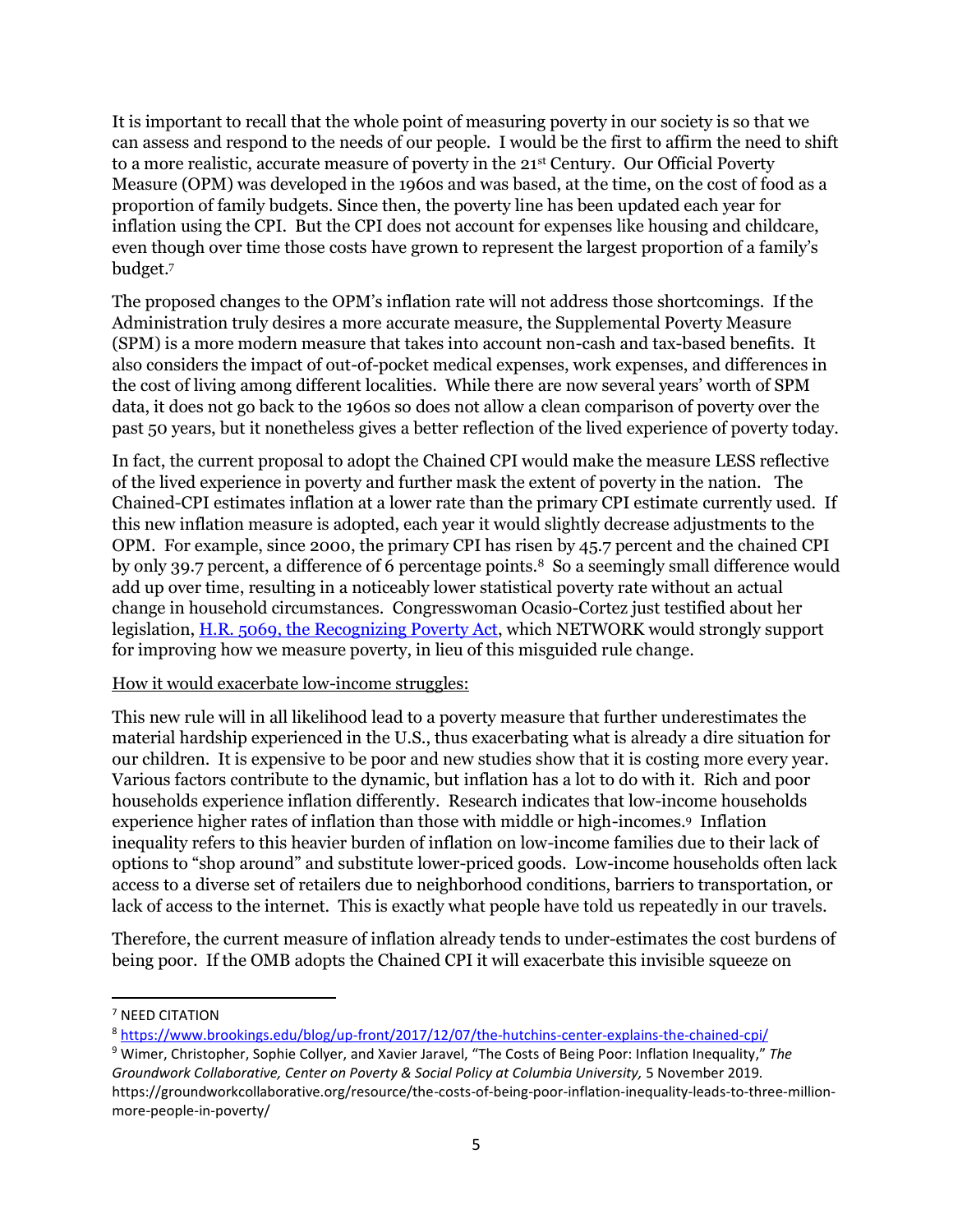It is important to recall that the whole point of measuring poverty in our society is so that we can assess and respond to the needs of our people. I would be the first to affirm the need to shift to a more realistic, accurate measure of poverty in the 21st Century. Our Official Poverty Measure (OPM) was developed in the 1960s and was based, at the time, on the cost of food as a proportion of family budgets. Since then, the poverty line has been updated each year for inflation using the CPI. But the CPI does not account for expenses like housing and childcare, even though over time those costs have grown to represent the largest proportion of a family's budget.[7]

The proposed changes to the OPM's inflation rate will not address those shortcomings. If the Administration truly desires a more accurate measure, the Supplemental Poverty Measure (SPM) is a more modern measure that takes into account non-cash and tax-based benefits. It also considers the impact of out-of-pocket medical expenses, work expenses, and differences in the cost of living among different localities. While there are now several years' worth of SPM data, it does not go back to the 1960s so does not allow a clean comparison of poverty over the past 50 years, but it nonetheless gives a better reflection of the lived experience of poverty today.

In fact, the current proposal to adopt the Chained CPI would make the measure LESS reflective of the lived experience in poverty and further mask the extent of poverty in the nation. The Chained-CPI estimates inflation at a lower rate than the primary CPI estimate currently used. If this new inflation measure is adopted, each year it would slightly decrease adjustments to the OPM. For example, since 2000, the primary CPI has risen by 45.7 percent and the chained CPI by only 39.7 percent, a difference of 6 percentage points.[8] So a seemingly small difference would add up over time, resulting in a noticeably lower statistical poverty rate without an actual change in household circumstances. Congresswoman Ocasio-Cortez just testified about her legislation, [H.R. 5069, the Recognizing Poverty Act](), which NETWORK would strongly support for improving how we measure poverty, in lieu of this misguided rule change.

<u>How it would exacerbate low-income struggles:</u>

This new rule will in all likelihood lead to a poverty measure that further underestimates the material hardship experienced in the U.S., thus exacerbating what is already a dire situation for our children. It is expensive to be poor and new studies show that it is costing more every year. Various factors contribute to the dynamic, but inflation has a lot to do with it. Rich and poor households experience inflation differently. Research indicates that low-income households experience higher rates of inflation than those with middle or high-incomes.[9] Inflation inequality refers to this heavier burden of inflation on low-income families due to their lack of options to "shop around" and substitute lower-priced goods. Low-income households often lack access to a diverse set of retailers due to neighborhood conditions, barriers to transportation, or lack of access to the internet. This is exactly what people have told us repeatedly in our travels.

Therefore, the current measure of inflation already tends to under-estimates the cost burdens of being poor. If the OMB adopts the Chained CPI it will exacerbate this invisible squeeze on

---

[7] NEED CITATION

[8] https://www.brookings.edu/blog/up-front/2017/12/07/the-hutchins-center-explains-the-chained-cpi/

[9] Wimer, Christopher, Sophie Collyer, and Xavier Jaravel, "The Costs of Being Poor: Inflation Inequality," *The Groundwork Collaborative, Center on Poverty & Social Policy at Columbia University,* 5 November 2019. https://groundworkcollaborative.org/resource/the-costs-of-being-poor-inflation-inequality-leads-to-three-million-more-people-in-poverty/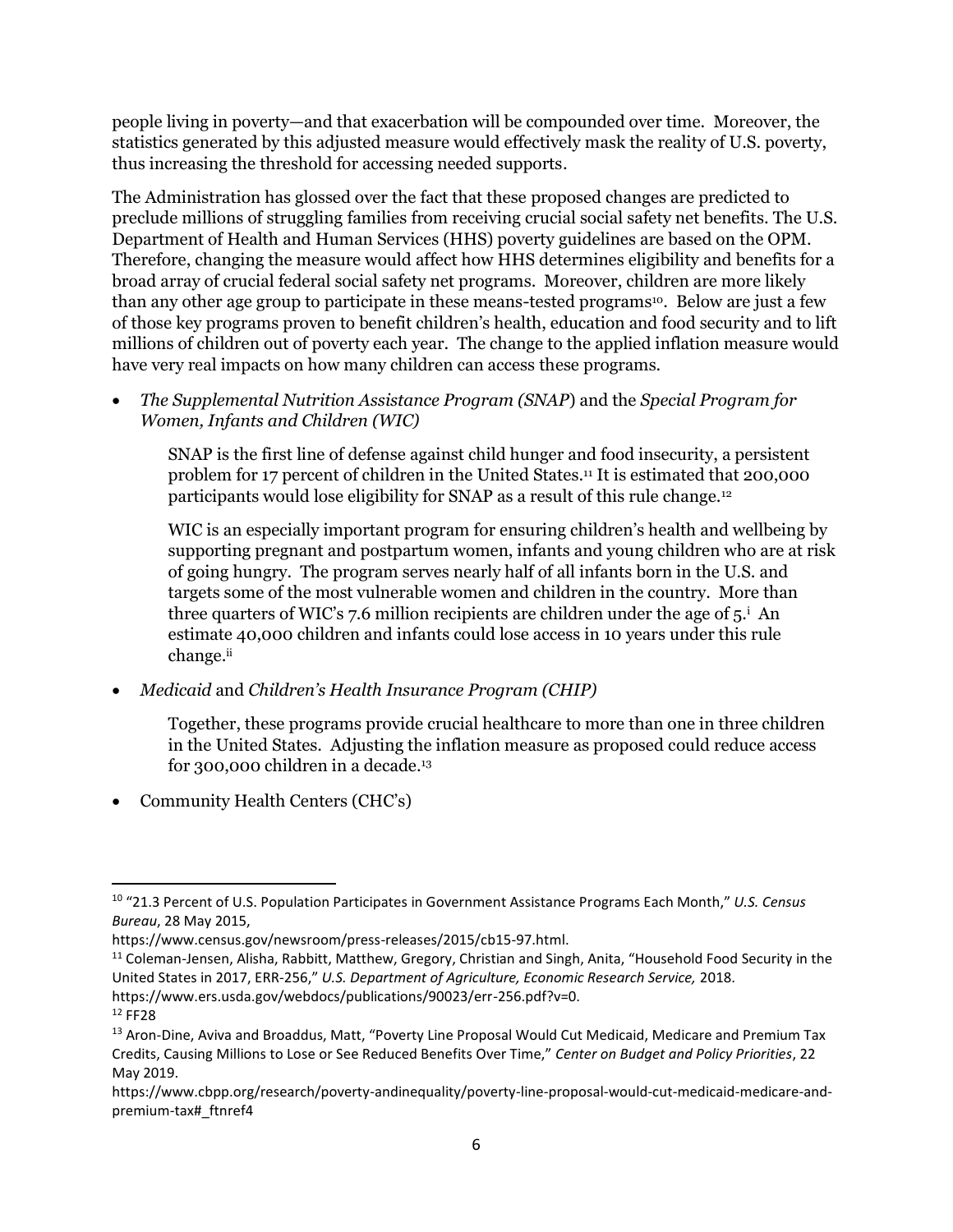people living in poverty—and that exacerbation will be compounded over time. Moreover, the statistics generated by this adjusted measure would effectively mask the reality of U.S. poverty, thus increasing the threshold for accessing needed supports.

The Administration has glossed over the fact that these proposed changes are predicted to preclude millions of struggling families from receiving crucial social safety net benefits. The U.S. Department of Health and Human Services (HHS) poverty guidelines are based on the OPM. Therefore, changing the measure would affect how HHS determines eligibility and benefits for a broad array of crucial federal social safety net programs. Moreover, children are more likely than any other age group to participate in these means-tested programs[10]. Below are just a few of those key programs proven to benefit children's health, education and food security and to lift millions of children out of poverty each year. The change to the applied inflation measure would have very real impacts on how many children can access these programs.

- *The Supplemental Nutrition Assistance Program (SNAP*) and the *Special Program for Women, Infants and Children (WIC)*

  SNAP is the first line of defense against child hunger and food insecurity, a persistent problem for 17 percent of children in the United States.[11] It is estimated that 200,000 participants would lose eligibility for SNAP as a result of this rule change.[12]

  WIC is an especially important program for ensuring children's health and wellbeing by supporting pregnant and postpartum women, infants and young children who are at risk of going hungry. The program serves nearly half of all infants born in the U.S. and targets some of the most vulnerable women and children in the country. More than three quarters of WIC's 7.6 million recipients are children under the age of 5.[i] An estimate 40,000 children and infants could lose access in 10 years under this rule change.[ii]

- *Medicaid* and *Children's Health Insurance Program (CHIP)*

  Together, these programs provide crucial healthcare to more than one in three children in the United States. Adjusting the inflation measure as proposed could reduce access for 300,000 children in a decade.[13]

- Community Health Centers (CHC's)

---

[10] "21.3 Percent of U.S. Population Participates in Government Assistance Programs Each Month," *U.S. Census Bureau*, 28 May 2015, https://www.census.gov/newsroom/press-releases/2015/cb15-97.html.

[11] Coleman-Jensen, Alisha, Rabbitt, Matthew, Gregory, Christian and Singh, Anita, "Household Food Security in the United States in 2017, ERR-256," *U.S. Department of Agriculture, Economic Research Service,* 2018. https://www.ers.usda.gov/webdocs/publications/90023/err-256.pdf?v=0.

[12] FF28

[13] Aron-Dine, Aviva and Broaddus, Matt, "Poverty Line Proposal Would Cut Medicaid, Medicare and Premium Tax Credits, Causing Millions to Lose or See Reduced Benefits Over Time," *Center on Budget and Policy Priorities*, 22 May 2019. https://www.cbpp.org/research/poverty-andinequality/poverty-line-proposal-would-cut-medicaid-medicare-and-premium-tax#_ftnref4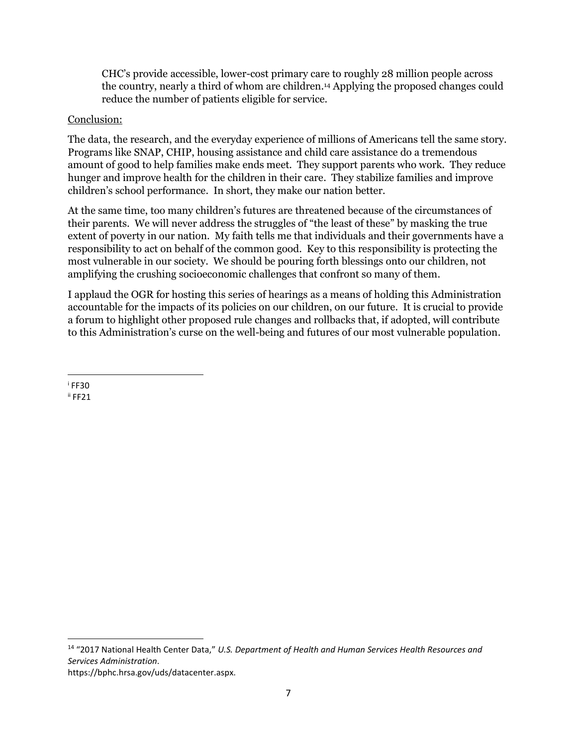CHC's provide accessible, lower-cost primary care to roughly 28 million people across the country, nearly a third of whom are children.[14] Applying the proposed changes could reduce the number of patients eligible for service.

Conclusion:

The data, the research, and the everyday experience of millions of Americans tell the same story. Programs like SNAP, CHIP, housing assistance and child care assistance do a tremendous amount of good to help families make ends meet. They support parents who work. They reduce hunger and improve health for the children in their care. They stabilize families and improve children's school performance. In short, they make our nation better.

At the same time, too many children's futures are threatened because of the circumstances of their parents. We will never address the struggles of "the least of these" by masking the true extent of poverty in our nation. My faith tells me that individuals and their governments have a responsibility to act on behalf of the common good. Key to this responsibility is protecting the most vulnerable in our society. We should be pouring forth blessings onto our children, not amplifying the crushing socioeconomic challenges that confront so many of them.

I applaud the OGR for hosting this series of hearings as a means of holding this Administration accountable for the impacts of its policies on our children, on our future. It is crucial to provide a forum to highlight other proposed rule changes and rollbacks that, if adopted, will contribute to this Administration's curse on the well-being and futures of our most vulnerable population.

---

[i] FF30

[ii] FF21

---

[14] "2017 National Health Center Data," *U.S. Department of Health and Human Services Health Resources and Services Administration*.
https://bphc.hrsa.gov/uds/datacenter.aspx.